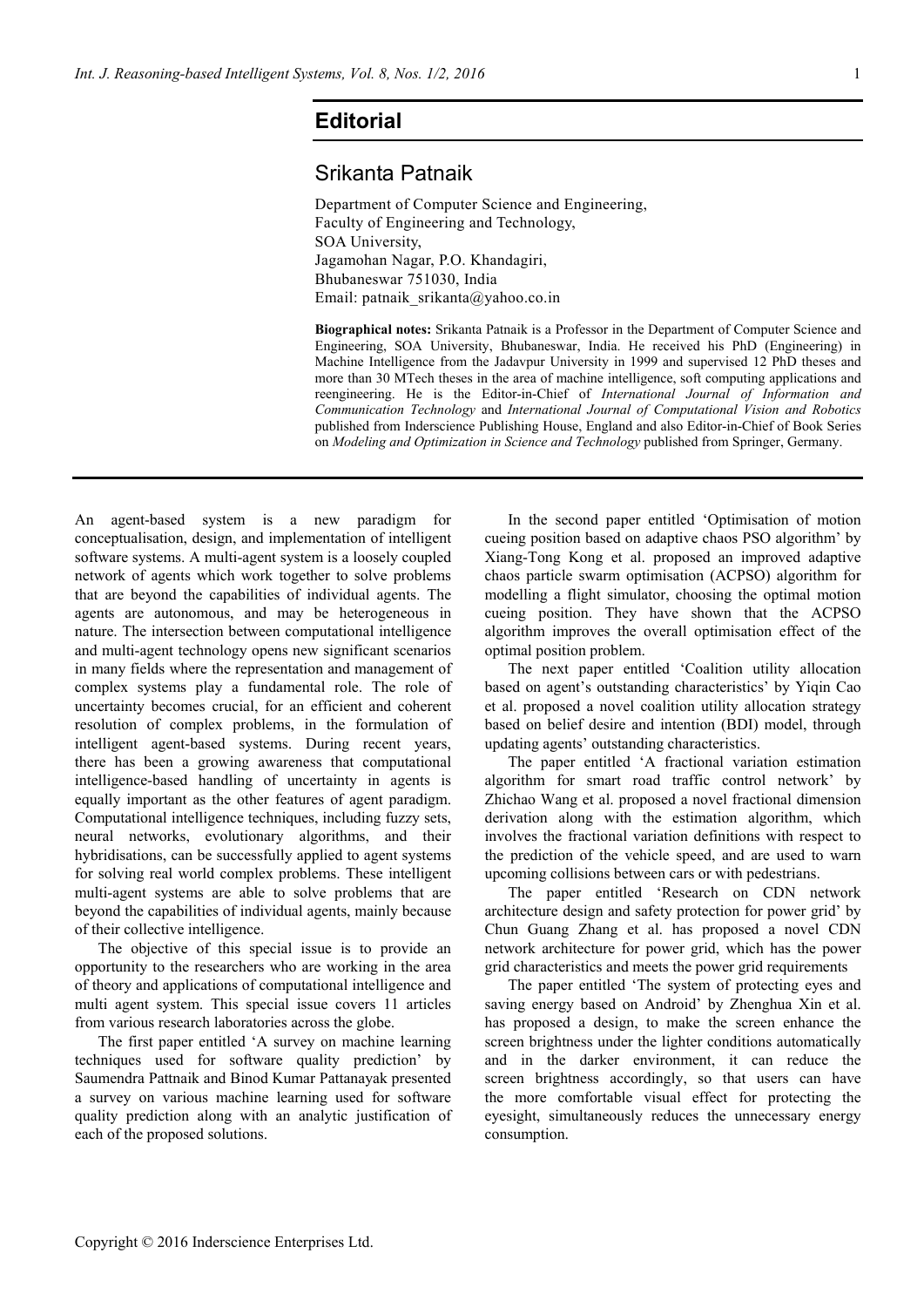# Editorial

## Srikanta Patnaik

Department of Computer Science and Engineering,
Faculty of Engineering and Technology,
SOA University,
Jagamohan Nagar, P.O. Khandagiri,
Bhubaneswar 751030, India
Email: patnaik_srikanta@yahoo.co.in

**Biographical notes:** Srikanta Patnaik is a Professor in the Department of Computer Science and Engineering, SOA University, Bhubaneswar, India. He received his PhD (Engineering) in Machine Intelligence from the Jadavpur University in 1999 and supervised 12 PhD theses and more than 30 MTech theses in the area of machine intelligence, soft computing applications and reengineering. He is the Editor-in-Chief of *International Journal of Information and Communication Technology* and *International Journal of Computational Vision and Robotics* published from Inderscience Publishing House, England and also Editor-in-Chief of Book Series on *Modeling and Optimization in Science and Technology* published from Springer, Germany.

---

An agent-based system is a new paradigm for conceptualisation, design, and implementation of intelligent software systems. A multi-agent system is a loosely coupled network of agents which work together to solve problems that are beyond the capabilities of individual agents. The agents are autonomous, and may be heterogeneous in nature. The intersection between computational intelligence and multi-agent technology opens new significant scenarios in many fields where the representation and management of complex systems play a fundamental role. The role of uncertainty becomes crucial, for an efficient and coherent resolution of complex problems, in the formulation of intelligent agent-based systems. During recent years, there has been a growing awareness that computational intelligence-based handling of uncertainty in agents is equally important as the other features of agent paradigm. Computational intelligence techniques, including fuzzy sets, neural networks, evolutionary algorithms, and their hybridisations, can be successfully applied to agent systems for solving real world complex problems. These intelligent multi-agent systems are able to solve problems that are beyond the capabilities of individual agents, mainly because of their collective intelligence.

The objective of this special issue is to provide an opportunity to the researchers who are working in the area of theory and applications of computational intelligence and multi agent system. This special issue covers 11 articles from various research laboratories across the globe.

The first paper entitled 'A survey on machine learning techniques used for software quality prediction' by Saumendra Pattnaik and Binod Kumar Pattanayak presented a survey on various machine learning used for software quality prediction along with an analytic justification of each of the proposed solutions.

In the second paper entitled 'Optimisation of motion cueing position based on adaptive chaos PSO algorithm' by Xiang-Tong Kong et al. proposed an improved adaptive chaos particle swarm optimisation (ACPSO) algorithm for modelling a flight simulator, choosing the optimal motion cueing position. They have shown that the ACPSO algorithm improves the overall optimisation effect of the optimal position problem.

The next paper entitled 'Coalition utility allocation based on agent's outstanding characteristics' by Yiqin Cao et al. proposed a novel coalition utility allocation strategy based on belief desire and intention (BDI) model, through updating agents' outstanding characteristics.

The paper entitled 'A fractional variation estimation algorithm for smart road traffic control network' by Zhichao Wang et al. proposed a novel fractional dimension derivation along with the estimation algorithm, which involves the fractional variation definitions with respect to the prediction of the vehicle speed, and are used to warn upcoming collisions between cars or with pedestrians.

The paper entitled 'Research on CDN network architecture design and safety protection for power grid' by Chun Guang Zhang et al. has proposed a novel CDN network architecture for power grid, which has the power grid characteristics and meets the power grid requirements

The paper entitled 'The system of protecting eyes and saving energy based on Android' by Zhenghua Xin et al. has proposed a design, to make the screen enhance the screen brightness under the lighter conditions automatically and in the darker environment, it can reduce the screen brightness accordingly, so that users can have the more comfortable visual effect for protecting the eyesight, simultaneously reduces the unnecessary energy consumption.

Copyright © 2016 Inderscience Enterprises Ltd.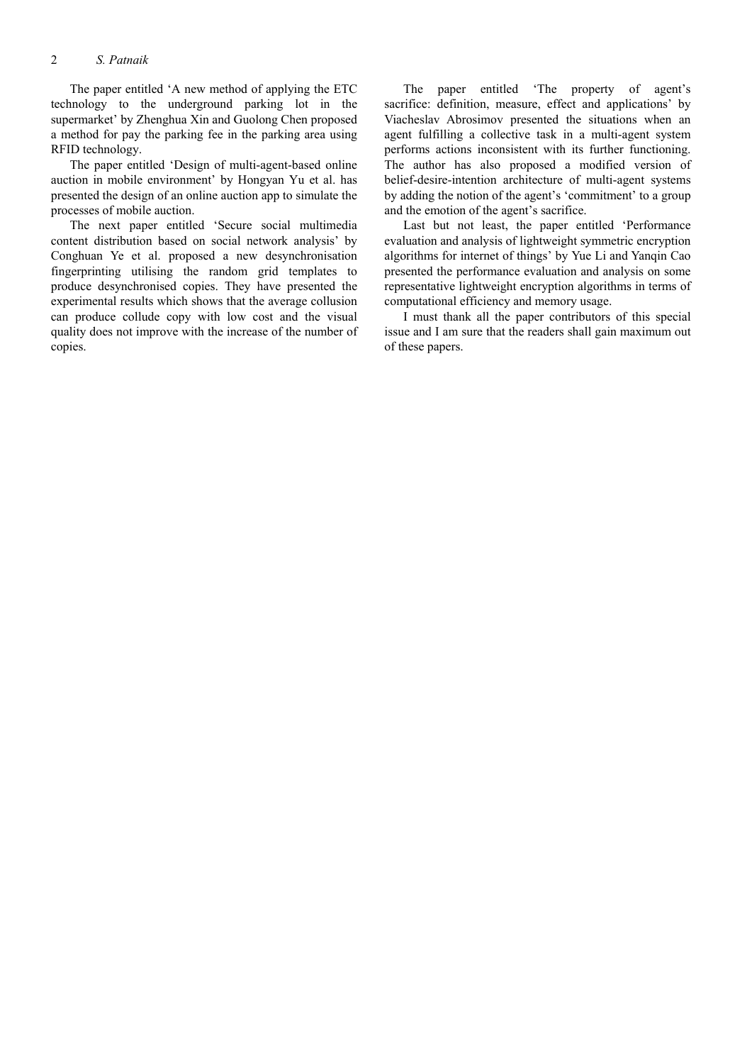The paper entitled 'A new method of applying the ETC technology to the underground parking lot in the supermarket' by Zhenghua Xin and Guolong Chen proposed a method for pay the parking fee in the parking area using RFID technology.

The paper entitled 'Design of multi-agent-based online auction in mobile environment' by Hongyan Yu et al. has presented the design of an online auction app to simulate the processes of mobile auction.

The next paper entitled 'Secure social multimedia content distribution based on social network analysis' by Conghuan Ye et al. proposed a new desynchronisation fingerprinting utilising the random grid templates to produce desynchronised copies. They have presented the experimental results which shows that the average collusion can produce collude copy with low cost and the visual quality does not improve with the increase of the number of copies.

The paper entitled 'The property of agent's sacrifice: definition, measure, effect and applications' by Viacheslav Abrosimov presented the situations when an agent fulfilling a collective task in a multi-agent system performs actions inconsistent with its further functioning. The author has also proposed a modified version of belief-desire-intention architecture of multi-agent systems by adding the notion of the agent's 'commitment' to a group and the emotion of the agent's sacrifice.

Last but not least, the paper entitled 'Performance evaluation and analysis of lightweight symmetric encryption algorithms for internet of things' by Yue Li and Yanqin Cao presented the performance evaluation and analysis on some representative lightweight encryption algorithms in terms of computational efficiency and memory usage.

I must thank all the paper contributors of this special issue and I am sure that the readers shall gain maximum out of these papers.